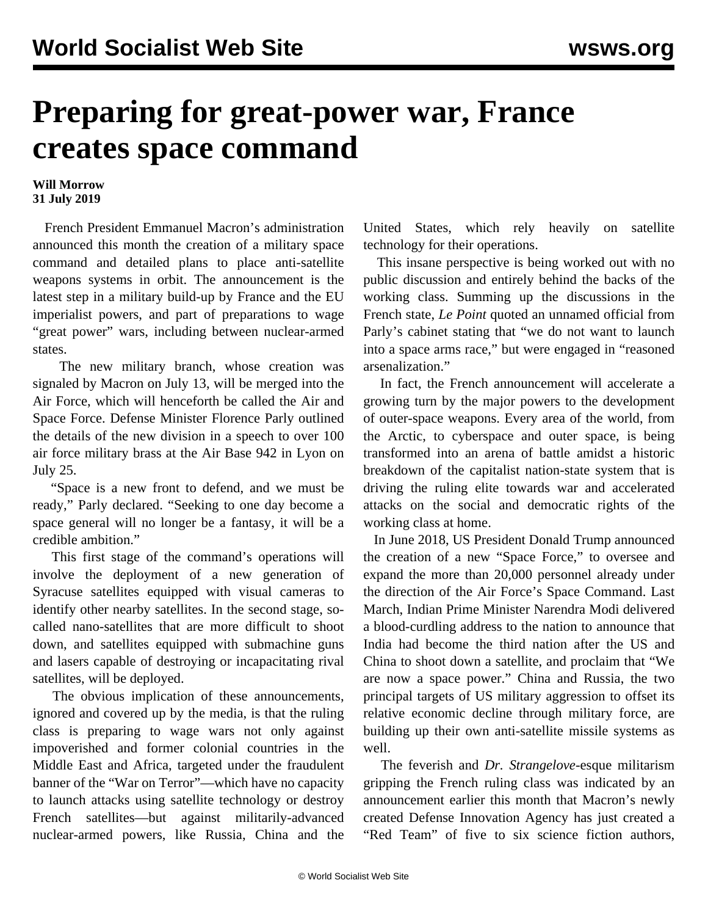# Preparing for great-power war, France creates space command

**Will Morrow**
**31 July 2019**

French President Emmanuel Macron's administration announced this month the creation of a military space command and detailed plans to place anti-satellite weapons systems in orbit. The announcement is the latest step in a military build-up by France and the EU imperialist powers, and part of preparations to wage "great power" wars, including between nuclear-armed states.

The new military branch, whose creation was signaled by Macron on July 13, will be merged into the Air Force, which will henceforth be called the Air and Space Force. Defense Minister Florence Parly outlined the details of the new division in a speech to over 100 air force military brass at the Air Base 942 in Lyon on July 25.

"Space is a new front to defend, and we must be ready," Parly declared. "Seeking to one day become a space general will no longer be a fantasy, it will be a credible ambition."

This first stage of the command's operations will involve the deployment of a new generation of Syracuse satellites equipped with visual cameras to identify other nearby satellites. In the second stage, so-called nano-satellites that are more difficult to shoot down, and satellites equipped with submachine guns and lasers capable of destroying or incapacitating rival satellites, will be deployed.

The obvious implication of these announcements, ignored and covered up by the media, is that the ruling class is preparing to wage wars not only against impoverished and former colonial countries in the Middle East and Africa, targeted under the fraudulent banner of the "War on Terror"—which have no capacity to launch attacks using satellite technology or destroy French satellites—but against militarily-advanced nuclear-armed powers, like Russia, China and the United States, which rely heavily on satellite technology for their operations.

This insane perspective is being worked out with no public discussion and entirely behind the backs of the working class. Summing up the discussions in the French state, *Le Point* quoted an unnamed official from Parly's cabinet stating that "we do not want to launch into a space arms race," but were engaged in "reasoned arsenalization."

In fact, the French announcement will accelerate a growing turn by the major powers to the development of outer-space weapons. Every area of the world, from the Arctic, to cyberspace and outer space, is being transformed into an arena of battle amidst a historic breakdown of the capitalist nation-state system that is driving the ruling elite towards war and accelerated attacks on the social and democratic rights of the working class at home.

In June 2018, US President Donald Trump announced the creation of a new "Space Force," to oversee and expand the more than 20,000 personnel already under the direction of the Air Force's Space Command. Last March, Indian Prime Minister Narendra Modi delivered a blood-curdling address to the nation to announce that India had become the third nation after the US and China to shoot down a satellite, and proclaim that "We are now a space power." China and Russia, the two principal targets of US military aggression to offset its relative economic decline through military force, are building up their own anti-satellite missile systems as well.

The feverish and *Dr. Strangelove*-esque militarism gripping the French ruling class was indicated by an announcement earlier this month that Macron's newly created Defense Innovation Agency has just created a "Red Team" of five to six science fiction authors,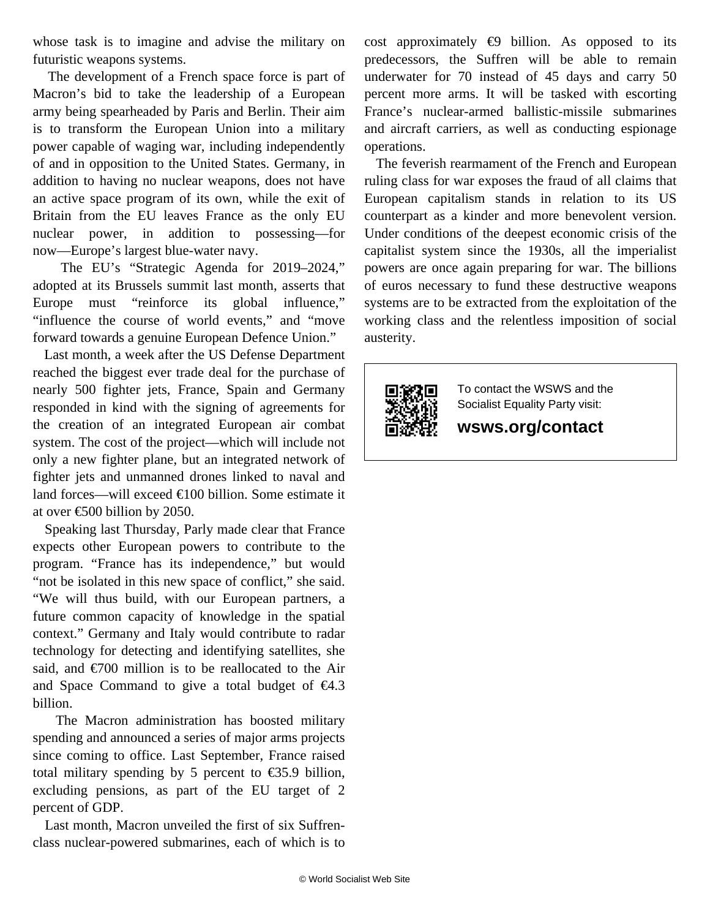whose task is to imagine and advise the military on futuristic weapons systems.

The development of a French space force is part of Macron's bid to take the leadership of a European army being spearheaded by Paris and Berlin. Their aim is to transform the European Union into a military power capable of waging war, including independently of and in opposition to the United States. Germany, in addition to having no nuclear weapons, does not have an active space program of its own, while the exit of Britain from the EU leaves France as the only EU nuclear power, in addition to possessing—for now—Europe's largest blue-water navy.

The EU's "Strategic Agenda for 2019–2024," adopted at its Brussels summit last month, asserts that Europe must "reinforce its global influence," "influence the course of world events," and "move forward towards a genuine European Defence Union."

Last month, a week after the US Defense Department reached the biggest ever trade deal for the purchase of nearly 500 fighter jets, France, Spain and Germany responded in kind with the signing of agreements for the creation of an integrated European air combat system. The cost of the project—which will include not only a new fighter plane, but an integrated network of fighter jets and unmanned drones linked to naval and land forces—will exceed €100 billion. Some estimate it at over €500 billion by 2050.

Speaking last Thursday, Parly made clear that France expects other European powers to contribute to the program. "France has its independence," but would "not be isolated in this new space of conflict," she said. "We will thus build, with our European partners, a future common capacity of knowledge in the spatial context." Germany and Italy would contribute to radar technology for detecting and identifying satellites, she said, and €700 million is to be reallocated to the Air and Space Command to give a total budget of €4.3 billion.

The Macron administration has boosted military spending and announced a series of major arms projects since coming to office. Last September, France raised total military spending by 5 percent to €35.9 billion, excluding pensions, as part of the EU target of 2 percent of GDP.

Last month, Macron unveiled the first of six Suffren-class nuclear-powered submarines, each of which is to cost approximately €9 billion. As opposed to its predecessors, the Suffren will be able to remain underwater for 70 instead of 45 days and carry 50 percent more arms. It will be tasked with escorting France's nuclear-armed ballistic-missile submarines and aircraft carriers, as well as conducting espionage operations.

The feverish rearmament of the French and European ruling class for war exposes the fraud of all claims that European capitalism stands in relation to its US counterpart as a kinder and more benevolent version. Under conditions of the deepest economic crisis of the capitalist system since the 1930s, all the imperialist powers are once again preparing for war. The billions of euros necessary to fund these destructive weapons systems are to be extracted from the exploitation of the working class and the relentless imposition of social austerity.

To contact the WSWS and the Socialist Equality Party visit:

**wsws.org/contact**